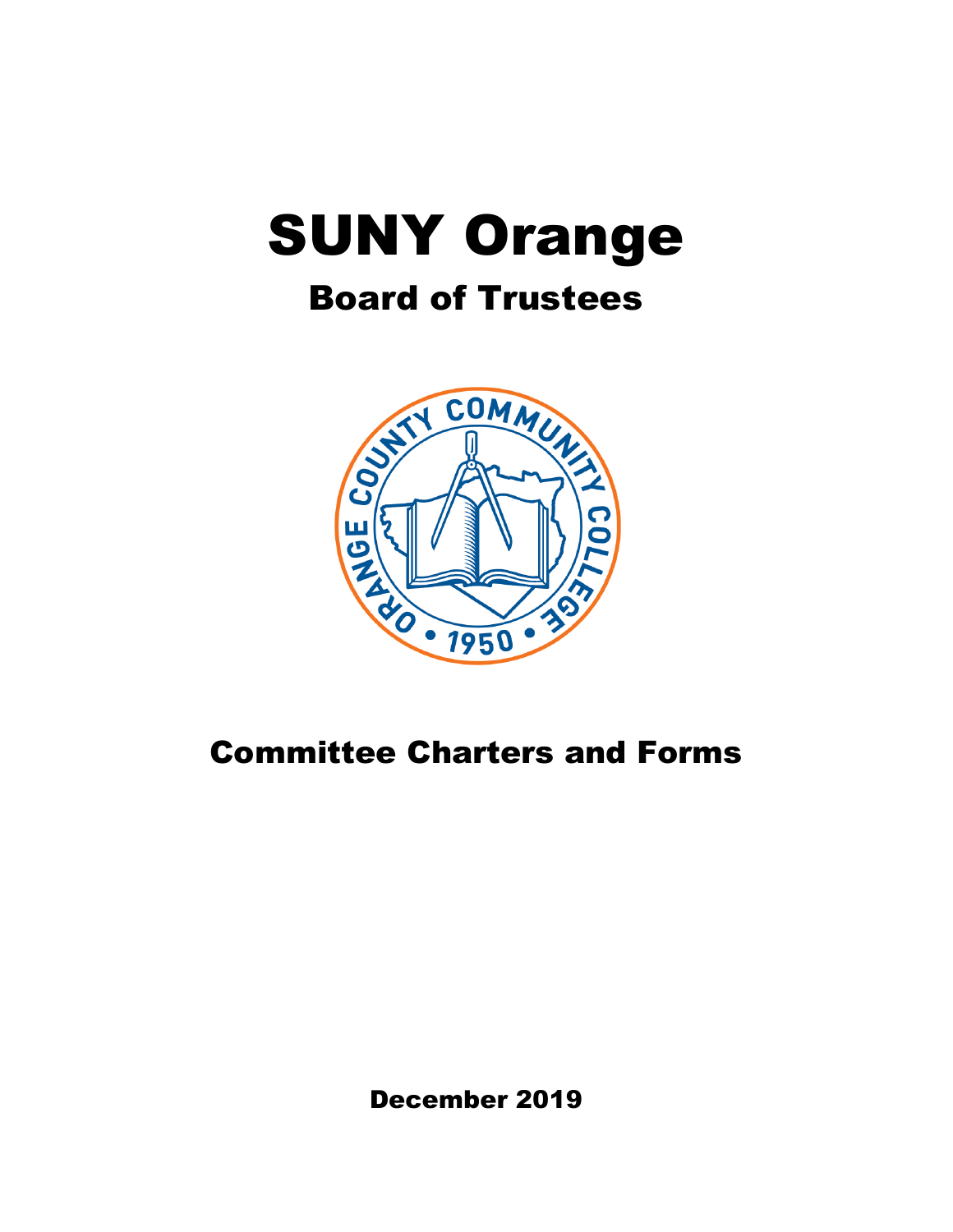# SUNY Orange

## Board of Trustees

## Committee Charters and Forms

December 2019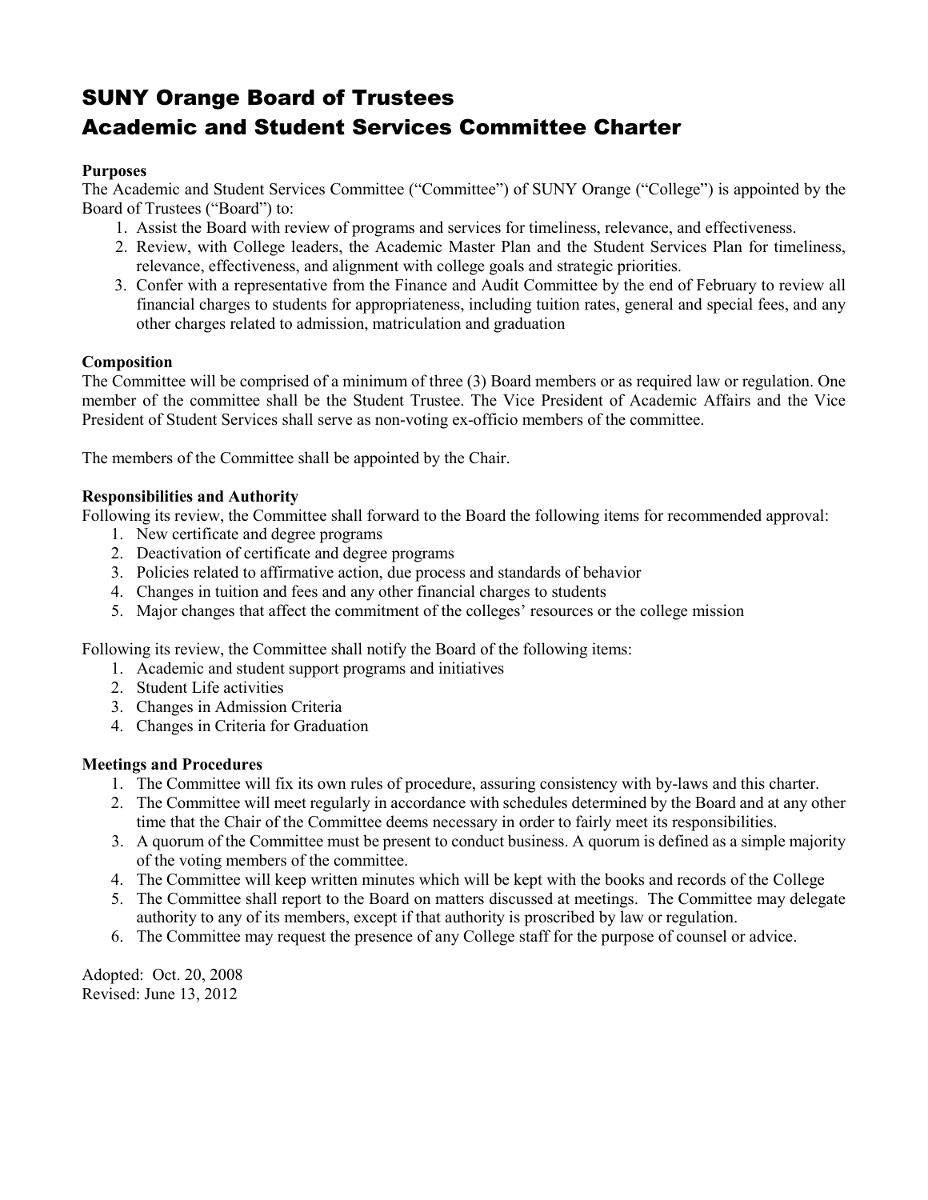# SUNY Orange Board of Trustees
# Academic and Student Services Committee Charter

**Purposes**

The Academic and Student Services Committee ("Committee") of SUNY Orange ("College") is appointed by the Board of Trustees ("Board") to:

1. Assist the Board with review of programs and services for timeliness, relevance, and effectiveness.
2. Review, with College leaders, the Academic Master Plan and the Student Services Plan for timeliness, relevance, effectiveness, and alignment with college goals and strategic priorities.
3. Confer with a representative from the Finance and Audit Committee by the end of February to review all financial charges to students for appropriateness, including tuition rates, general and special fees, and any other charges related to admission, matriculation and graduation

**Composition**

The Committee will be comprised of a minimum of three (3) Board members or as required law or regulation. One member of the committee shall be the Student Trustee. The Vice President of Academic Affairs and the Vice President of Student Services shall serve as non-voting ex-officio members of the committee.

The members of the Committee shall be appointed by the Chair.

**Responsibilities and Authority**

Following its review, the Committee shall forward to the Board the following items for recommended approval:

1. New certificate and degree programs
2. Deactivation of certificate and degree programs
3. Policies related to affirmative action, due process and standards of behavior
4. Changes in tuition and fees and any other financial charges to students
5. Major changes that affect the commitment of the colleges' resources or the college mission

Following its review, the Committee shall notify the Board of the following items:

1. Academic and student support programs and initiatives
2. Student Life activities
3. Changes in Admission Criteria
4. Changes in Criteria for Graduation

**Meetings and Procedures**

1. The Committee will fix its own rules of procedure, assuring consistency with by-laws and this charter.
2. The Committee will meet regularly in accordance with schedules determined by the Board and at any other time that the Chair of the Committee deems necessary in order to fairly meet its responsibilities.
3. A quorum of the Committee must be present to conduct business. A quorum is defined as a simple majority of the voting members of the committee.
4. The Committee will keep written minutes which will be kept with the books and records of the College
5. The Committee shall report to the Board on matters discussed at meetings. The Committee may delegate authority to any of its members, except if that authority is proscribed by law or regulation.
6. The Committee may request the presence of any College staff for the purpose of counsel or advice.

Adopted: Oct. 20, 2008
Revised: June 13, 2012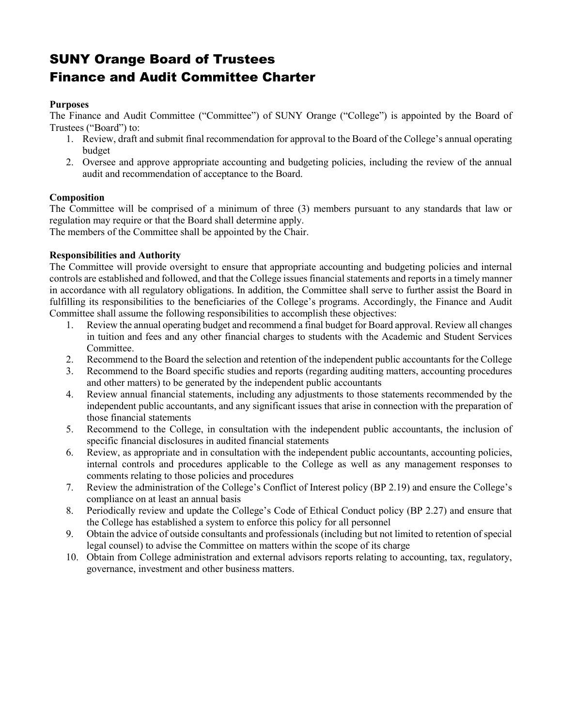# SUNY Orange Board of Trustees
# Finance and Audit Committee Charter

**Purposes**

The Finance and Audit Committee ("Committee") of SUNY Orange ("College") is appointed by the Board of Trustees ("Board") to:

1. Review, draft and submit final recommendation for approval to the Board of the College's annual operating budget
2. Oversee and approve appropriate accounting and budgeting policies, including the review of the annual audit and recommendation of acceptance to the Board.

**Composition**

The Committee will be comprised of a minimum of three (3) members pursuant to any standards that law or regulation may require or that the Board shall determine apply.

The members of the Committee shall be appointed by the Chair.

**Responsibilities and Authority**

The Committee will provide oversight to ensure that appropriate accounting and budgeting policies and internal controls are established and followed, and that the College issues financial statements and reports in a timely manner in accordance with all regulatory obligations. In addition, the Committee shall serve to further assist the Board in fulfilling its responsibilities to the beneficiaries of the College's programs. Accordingly, the Finance and Audit Committee shall assume the following responsibilities to accomplish these objectives:

1. Review the annual operating budget and recommend a final budget for Board approval. Review all changes in tuition and fees and any other financial charges to students with the Academic and Student Services Committee.
2. Recommend to the Board the selection and retention of the independent public accountants for the College
3. Recommend to the Board specific studies and reports (regarding auditing matters, accounting procedures and other matters) to be generated by the independent public accountants
4. Review annual financial statements, including any adjustments to those statements recommended by the independent public accountants, and any significant issues that arise in connection with the preparation of those financial statements
5. Recommend to the College, in consultation with the independent public accountants, the inclusion of specific financial disclosures in audited financial statements
6. Review, as appropriate and in consultation with the independent public accountants, accounting policies, internal controls and procedures applicable to the College as well as any management responses to comments relating to those policies and procedures
7. Review the administration of the College's Conflict of Interest policy (BP 2.19) and ensure the College's compliance on at least an annual basis
8. Periodically review and update the College's Code of Ethical Conduct policy (BP 2.27) and ensure that the College has established a system to enforce this policy for all personnel
9. Obtain the advice of outside consultants and professionals (including but not limited to retention of special legal counsel) to advise the Committee on matters within the scope of its charge
10. Obtain from College administration and external advisors reports relating to accounting, tax, regulatory, governance, investment and other business matters.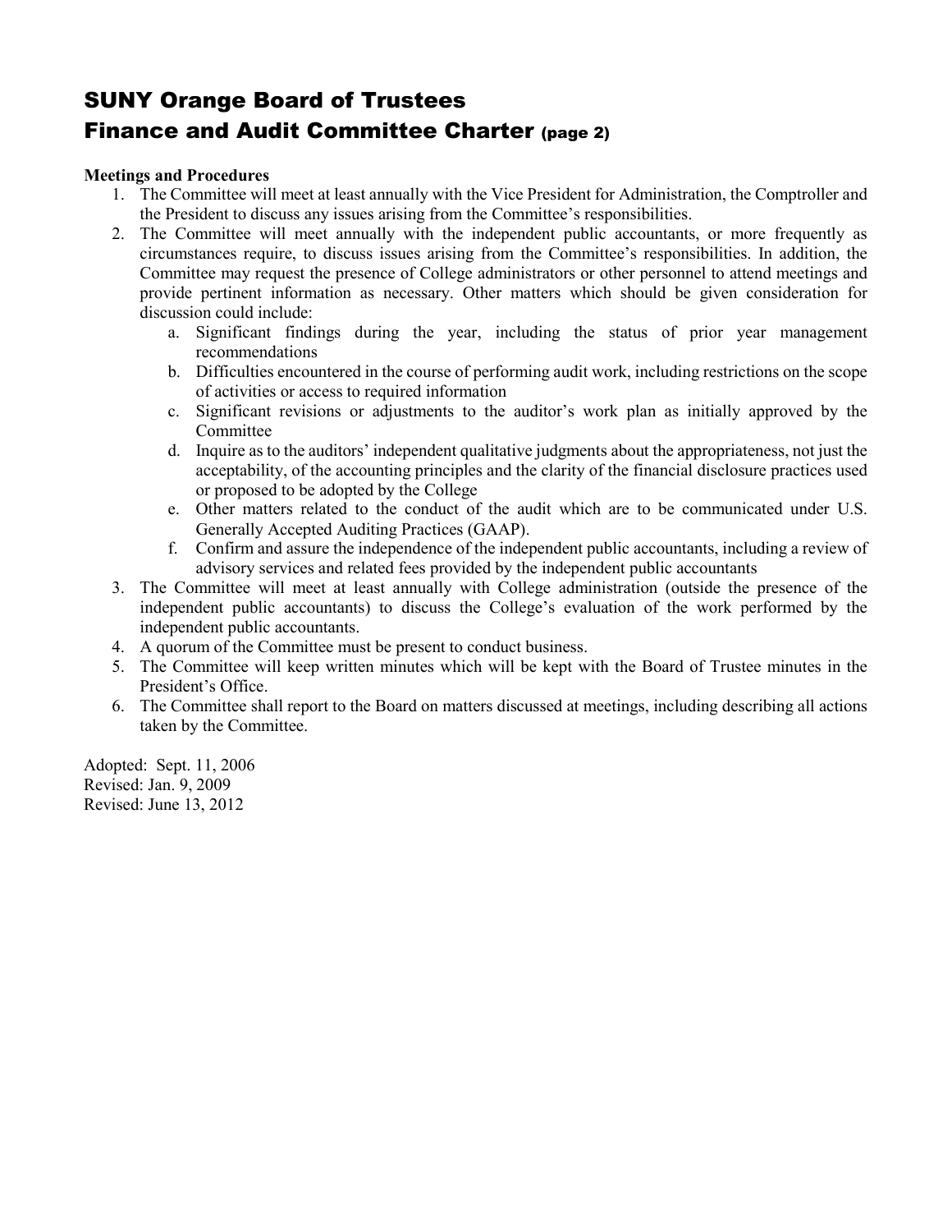# SUNY Orange Board of Trustees
# Finance and Audit Committee Charter (page 2)

**Meetings and Procedures**

1. The Committee will meet at least annually with the Vice President for Administration, the Comptroller and the President to discuss any issues arising from the Committee's responsibilities.
2. The Committee will meet annually with the independent public accountants, or more frequently as circumstances require, to discuss issues arising from the Committee's responsibilities. In addition, the Committee may request the presence of College administrators or other personnel to attend meetings and provide pertinent information as necessary. Other matters which should be given consideration for discussion could include:
    a. Significant findings during the year, including the status of prior year management recommendations
    b. Difficulties encountered in the course of performing audit work, including restrictions on the scope of activities or access to required information
    c. Significant revisions or adjustments to the auditor's work plan as initially approved by the Committee
    d. Inquire as to the auditors' independent qualitative judgments about the appropriateness, not just the acceptability, of the accounting principles and the clarity of the financial disclosure practices used or proposed to be adopted by the College
    e. Other matters related to the conduct of the audit which are to be communicated under U.S. Generally Accepted Auditing Practices (GAAP).
    f. Confirm and assure the independence of the independent public accountants, including a review of advisory services and related fees provided by the independent public accountants
3. The Committee will meet at least annually with College administration (outside the presence of the independent public accountants) to discuss the College's evaluation of the work performed by the independent public accountants.
4. A quorum of the Committee must be present to conduct business.
5. The Committee will keep written minutes which will be kept with the Board of Trustee minutes in the President's Office.
6. The Committee shall report to the Board on matters discussed at meetings, including describing all actions taken by the Committee.

Adopted: Sept. 11, 2006
Revised: Jan. 9, 2009
Revised: June 13, 2012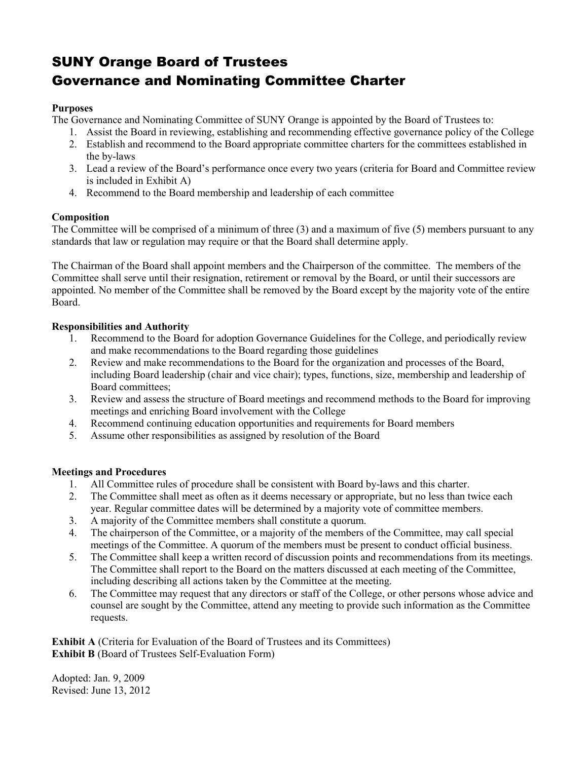# SUNY Orange Board of Trustees
# Governance and Nominating Committee Charter

**Purposes**

The Governance and Nominating Committee of SUNY Orange is appointed by the Board of Trustees to:

1. Assist the Board in reviewing, establishing and recommending effective governance policy of the College
2. Establish and recommend to the Board appropriate committee charters for the committees established in the by-laws
3. Lead a review of the Board's performance once every two years (criteria for Board and Committee review is included in Exhibit A)
4. Recommend to the Board membership and leadership of each committee

**Composition**

The Committee will be comprised of a minimum of three (3) and a maximum of five (5) members pursuant to any standards that law or regulation may require or that the Board shall determine apply.

The Chairman of the Board shall appoint members and the Chairperson of the committee. The members of the Committee shall serve until their resignation, retirement or removal by the Board, or until their successors are appointed. No member of the Committee shall be removed by the Board except by the majority vote of the entire Board.

**Responsibilities and Authority**

1. Recommend to the Board for adoption Governance Guidelines for the College, and periodically review and make recommendations to the Board regarding those guidelines
2. Review and make recommendations to the Board for the organization and processes of the Board, including Board leadership (chair and vice chair); types, functions, size, membership and leadership of Board committees;
3. Review and assess the structure of Board meetings and recommend methods to the Board for improving meetings and enriching Board involvement with the College
4. Recommend continuing education opportunities and requirements for Board members
5. Assume other responsibilities as assigned by resolution of the Board

**Meetings and Procedures**

1. All Committee rules of procedure shall be consistent with Board by-laws and this charter.
2. The Committee shall meet as often as it deems necessary or appropriate, but no less than twice each year. Regular committee dates will be determined by a majority vote of committee members.
3. A majority of the Committee members shall constitute a quorum.
4. The chairperson of the Committee, or a majority of the members of the Committee, may call special meetings of the Committee. A quorum of the members must be present to conduct official business.
5. The Committee shall keep a written record of discussion points and recommendations from its meetings. The Committee shall report to the Board on the matters discussed at each meeting of the Committee, including describing all actions taken by the Committee at the meeting.
6. The Committee may request that any directors or staff of the College, or other persons whose advice and counsel are sought by the Committee, attend any meeting to provide such information as the Committee requests.

**Exhibit A** (Criteria for Evaluation of the Board of Trustees and its Committees)
**Exhibit B** (Board of Trustees Self-Evaluation Form)

Adopted: Jan. 9, 2009
Revised: June 13, 2012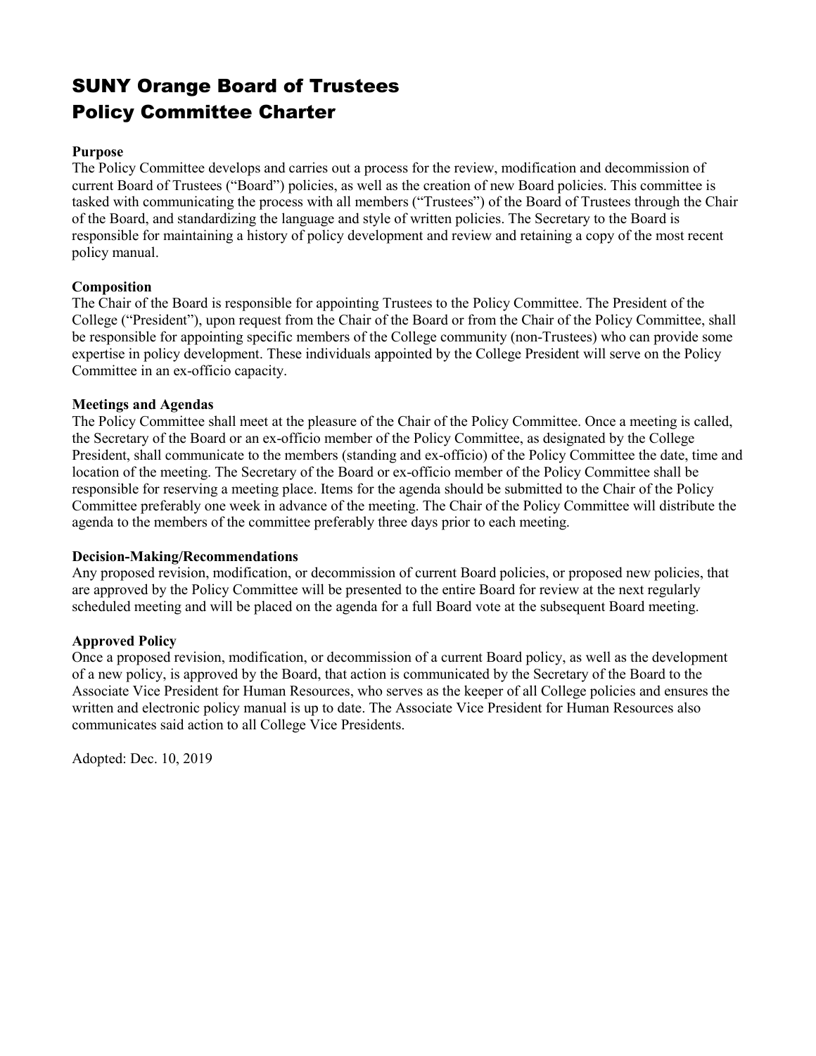# SUNY Orange Board of Trustees
# Policy Committee Charter

**Purpose**

The Policy Committee develops and carries out a process for the review, modification and decommission of current Board of Trustees ("Board") policies, as well as the creation of new Board policies. This committee is tasked with communicating the process with all members ("Trustees") of the Board of Trustees through the Chair of the Board, and standardizing the language and style of written policies. The Secretary to the Board is responsible for maintaining a history of policy development and review and retaining a copy of the most recent policy manual.

**Composition**

The Chair of the Board is responsible for appointing Trustees to the Policy Committee. The President of the College ("President"), upon request from the Chair of the Board or from the Chair of the Policy Committee, shall be responsible for appointing specific members of the College community (non-Trustees) who can provide some expertise in policy development. These individuals appointed by the College President will serve on the Policy Committee in an ex-officio capacity.

**Meetings and Agendas**

The Policy Committee shall meet at the pleasure of the Chair of the Policy Committee. Once a meeting is called, the Secretary of the Board or an ex-officio member of the Policy Committee, as designated by the College President, shall communicate to the members (standing and ex-officio) of the Policy Committee the date, time and location of the meeting. The Secretary of the Board or ex-officio member of the Policy Committee shall be responsible for reserving a meeting place. Items for the agenda should be submitted to the Chair of the Policy Committee preferably one week in advance of the meeting. The Chair of the Policy Committee will distribute the agenda to the members of the committee preferably three days prior to each meeting.

**Decision-Making/Recommendations**

Any proposed revision, modification, or decommission of current Board policies, or proposed new policies, that are approved by the Policy Committee will be presented to the entire Board for review at the next regularly scheduled meeting and will be placed on the agenda for a full Board vote at the subsequent Board meeting.

**Approved Policy**

Once a proposed revision, modification, or decommission of a current Board policy, as well as the development of a new policy, is approved by the Board, that action is communicated by the Secretary of the Board to the Associate Vice President for Human Resources, who serves as the keeper of all College policies and ensures the written and electronic policy manual is up to date. The Associate Vice President for Human Resources also communicates said action to all College Vice Presidents.

Adopted: Dec. 10, 2019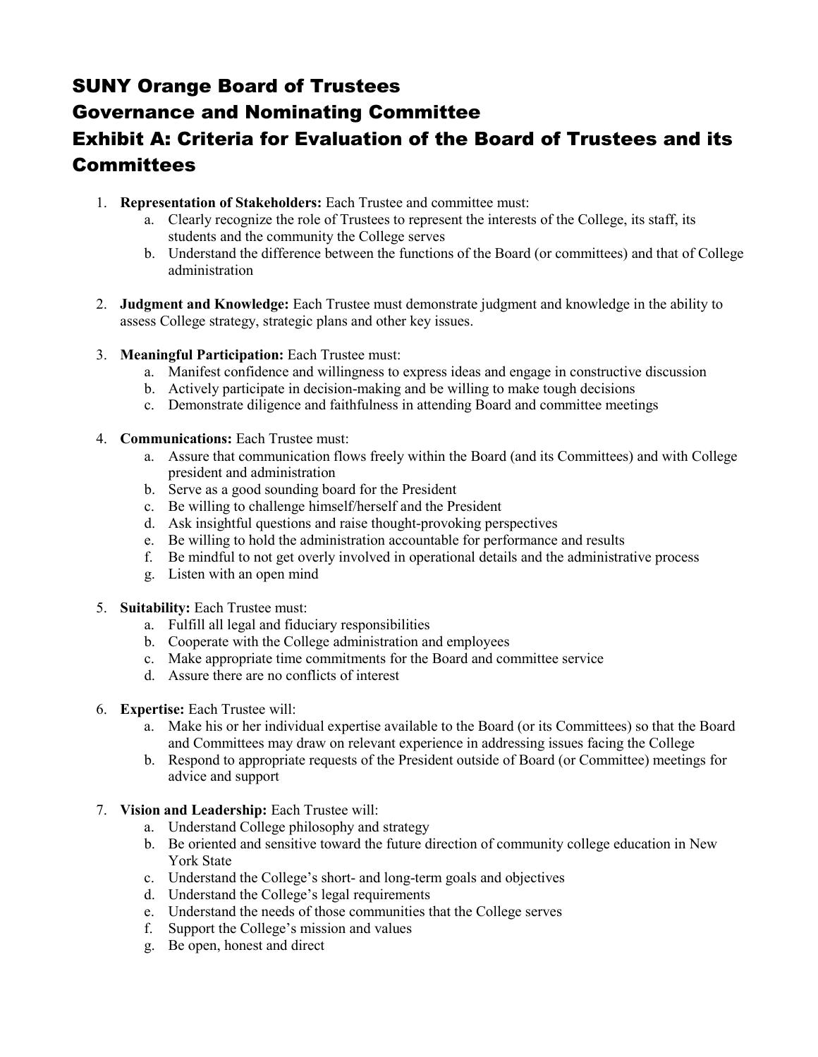# SUNY Orange Board of Trustees
# Governance and Nominating Committee
# Exhibit A: Criteria for Evaluation of the Board of Trustees and its Committees

1. **Representation of Stakeholders:** Each Trustee and committee must:
   a. Clearly recognize the role of Trustees to represent the interests of the College, its staff, its students and the community the College serves
   b. Understand the difference between the functions of the Board (or committees) and that of College administration

2. **Judgment and Knowledge:** Each Trustee must demonstrate judgment and knowledge in the ability to assess College strategy, strategic plans and other key issues.

3. **Meaningful Participation:** Each Trustee must:
   a. Manifest confidence and willingness to express ideas and engage in constructive discussion
   b. Actively participate in decision-making and be willing to make tough decisions
   c. Demonstrate diligence and faithfulness in attending Board and committee meetings

4. **Communications:** Each Trustee must:
   a. Assure that communication flows freely within the Board (and its Committees) and with College president and administration
   b. Serve as a good sounding board for the President
   c. Be willing to challenge himself/herself and the President
   d. Ask insightful questions and raise thought-provoking perspectives
   e. Be willing to hold the administration accountable for performance and results
   f. Be mindful to not get overly involved in operational details and the administrative process
   g. Listen with an open mind

5. **Suitability:** Each Trustee must:
   a. Fulfill all legal and fiduciary responsibilities
   b. Cooperate with the College administration and employees
   c. Make appropriate time commitments for the Board and committee service
   d. Assure there are no conflicts of interest

6. **Expertise:** Each Trustee will:
   a. Make his or her individual expertise available to the Board (or its Committees) so that the Board and Committees may draw on relevant experience in addressing issues facing the College
   b. Respond to appropriate requests of the President outside of Board (or Committee) meetings for advice and support

7. **Vision and Leadership:** Each Trustee will:
   a. Understand College philosophy and strategy
   b. Be oriented and sensitive toward the future direction of community college education in New York State
   c. Understand the College's short- and long-term goals and objectives
   d. Understand the College's legal requirements
   e. Understand the needs of those communities that the College serves
   f. Support the College's mission and values
   g. Be open, honest and direct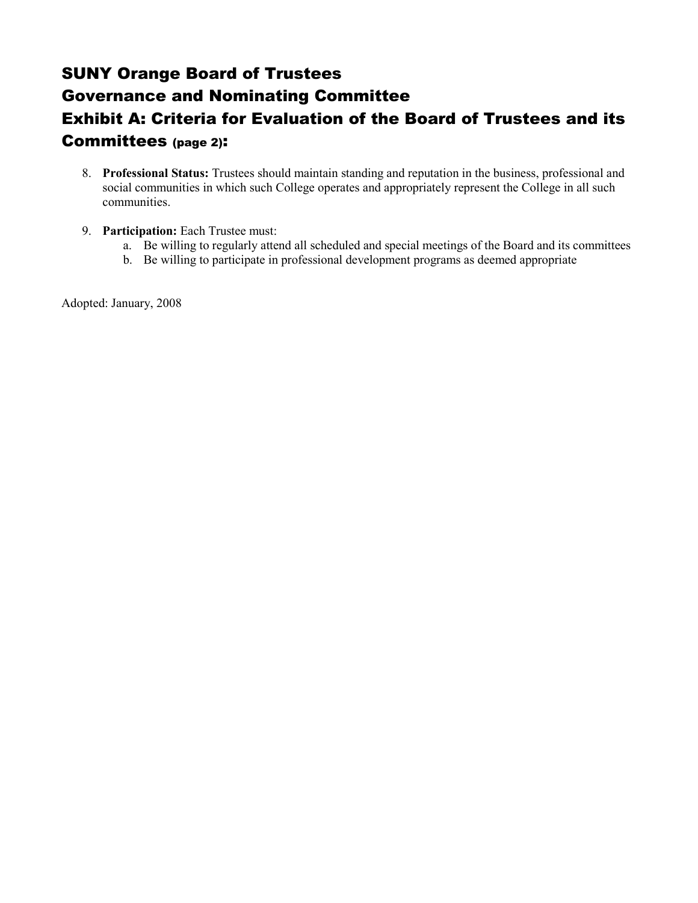# SUNY Orange Board of Trustees
# Governance and Nominating Committee
# Exhibit A: Criteria for Evaluation of the Board of Trustees and its Committees (page 2):

8. **Professional Status:** Trustees should maintain standing and reputation in the business, professional and social communities in which such College operates and appropriately represent the College in all such communities.

9. **Participation:** Each Trustee must:
   a. Be willing to regularly attend all scheduled and special meetings of the Board and its committees
   b. Be willing to participate in professional development programs as deemed appropriate

Adopted: January, 2008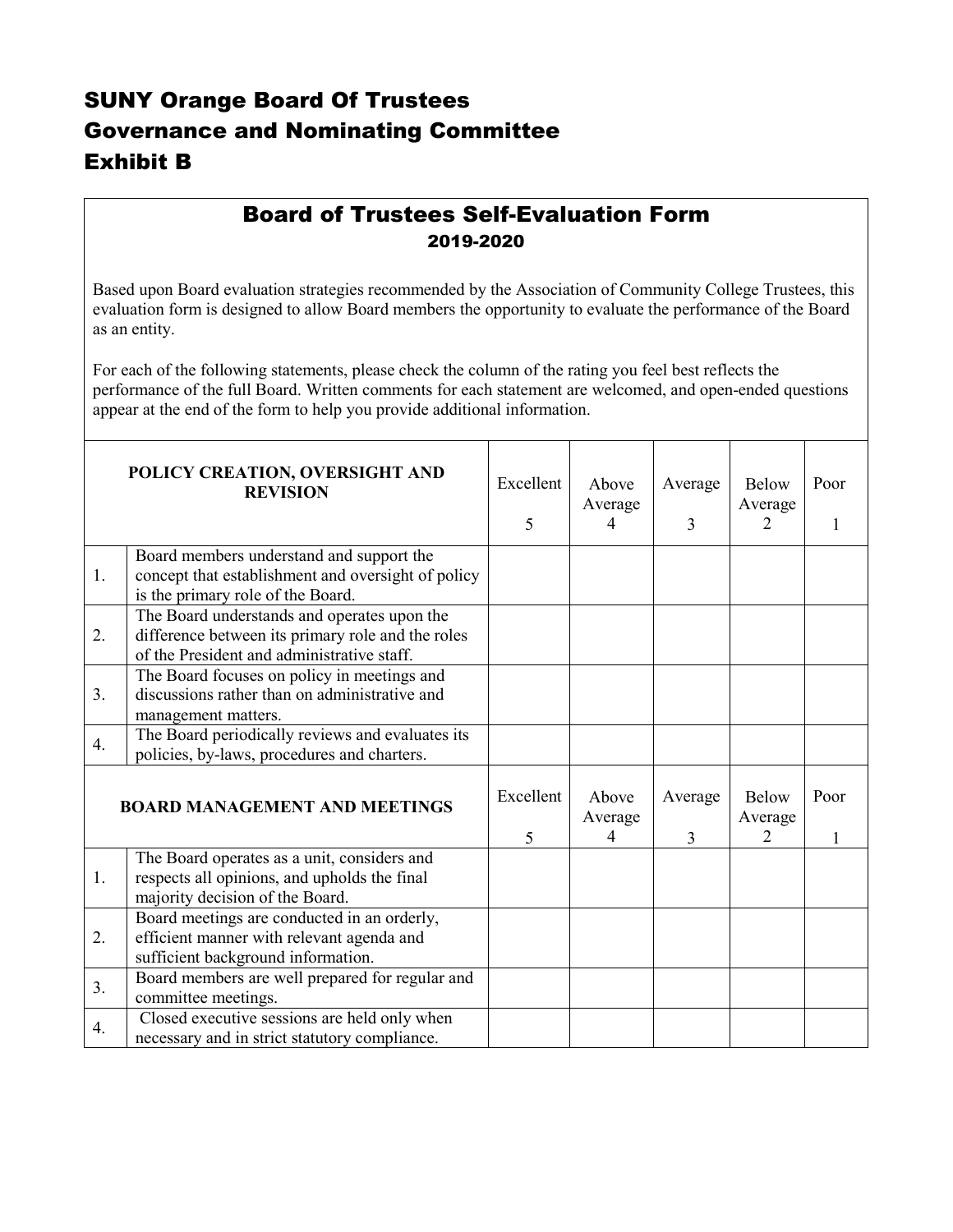# SUNY Orange Board Of Trustees
# Governance and Nominating Committee
# Exhibit B

## Board of Trustees Self-Evaluation Form
### 2019-2020

Based upon Board evaluation strategies recommended by the Association of Community College Trustees, this evaluation form is designed to allow Board members the opportunity to evaluate the performance of the Board as an entity.

For each of the following statements, please check the column of the rating you feel best reflects the performance of the full Board. Written comments for each statement are welcomed, and open-ended questions appear at the end of the form to help you provide additional information.

| | **POLICY CREATION, OVERSIGHT AND REVISION** | Excellent 5 | Above Average 4 | Average 3 | Below Average 2 | Poor 1 |
|---|---|---|---|---|---|---|
| 1. | Board members understand and support the concept that establishment and oversight of policy is the primary role of the Board. | | | | | |
| 2. | The Board understands and operates upon the difference between its primary role and the roles of the President and administrative staff. | | | | | |
| 3. | The Board focuses on policy in meetings and discussions rather than on administrative and management matters. | | | | | |
| 4. | The Board periodically reviews and evaluates its policies, by-laws, procedures and charters. | | | | | |
| | **BOARD MANAGEMENT AND MEETINGS** | Excellent 5 | Above Average 4 | Average 3 | Below Average 2 | Poor 1 |
| 1. | The Board operates as a unit, considers and respects all opinions, and upholds the final majority decision of the Board. | | | | | |
| 2. | Board meetings are conducted in an orderly, efficient manner with relevant agenda and sufficient background information. | | | | | |
| 3. | Board members are well prepared for regular and committee meetings. | | | | | |
| 4. | Closed executive sessions are held only when necessary and in strict statutory compliance. | | | | | |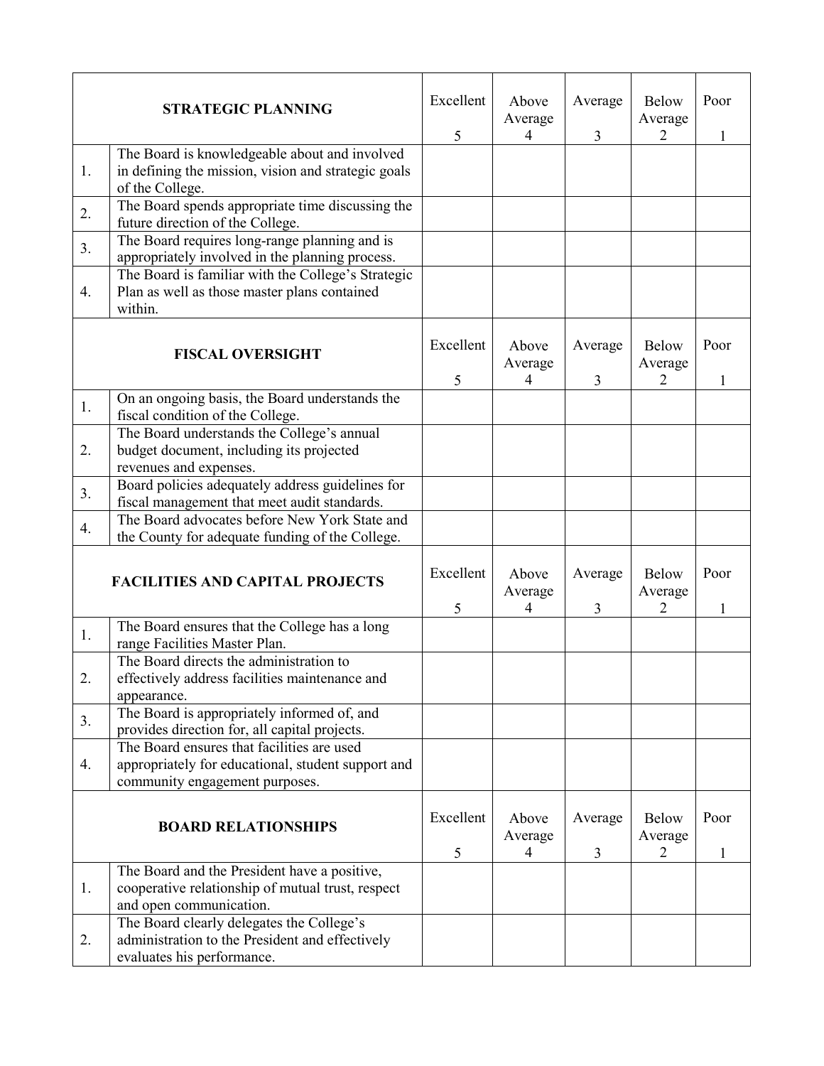| STRATEGIC PLANNING | | Excellent 5 | Above Average 4 | Average 3 | Below Average 2 | Poor 1 |
|---|---|---|---|---|---|---|
| 1. | The Board is knowledgeable about and involved in defining the mission, vision and strategic goals of the College. | | | | | |
| 2. | The Board spends appropriate time discussing the future direction of the College. | | | | | |
| 3. | The Board requires long-range planning and is appropriately involved in the planning process. | | | | | |
| 4. | The Board is familiar with the College's Strategic Plan as well as those master plans contained within. | | | | | |
| **FISCAL OVERSIGHT** | | Excellent 5 | Above Average 4 | Average 3 | Below Average 2 | Poor 1 |
| 1. | On an ongoing basis, the Board understands the fiscal condition of the College. | | | | | |
| 2. | The Board understands the College's annual budget document, including its projected revenues and expenses. | | | | | |
| 3. | Board policies adequately address guidelines for fiscal management that meet audit standards. | | | | | |
| 4. | The Board advocates before New York State and the County for adequate funding of the College. | | | | | |
| **FACILITIES AND CAPITAL PROJECTS** | | Excellent 5 | Above Average 4 | Average 3 | Below Average 2 | Poor 1 |
| 1. | The Board ensures that the College has a long range Facilities Master Plan. | | | | | |
| 2. | The Board directs the administration to effectively address facilities maintenance and appearance. | | | | | |
| 3. | The Board is appropriately informed of, and provides direction for, all capital projects. | | | | | |
| 4. | The Board ensures that facilities are used appropriately for educational, student support and community engagement purposes. | | | | | |
| **BOARD RELATIONSHIPS** | | Excellent 5 | Above Average 4 | Average 3 | Below Average 2 | Poor 1 |
| 1. | The Board and the President have a positive, cooperative relationship of mutual trust, respect and open communication. | | | | | |
| 2. | The Board clearly delegates the College's administration to the President and effectively evaluates his performance. | | | | | |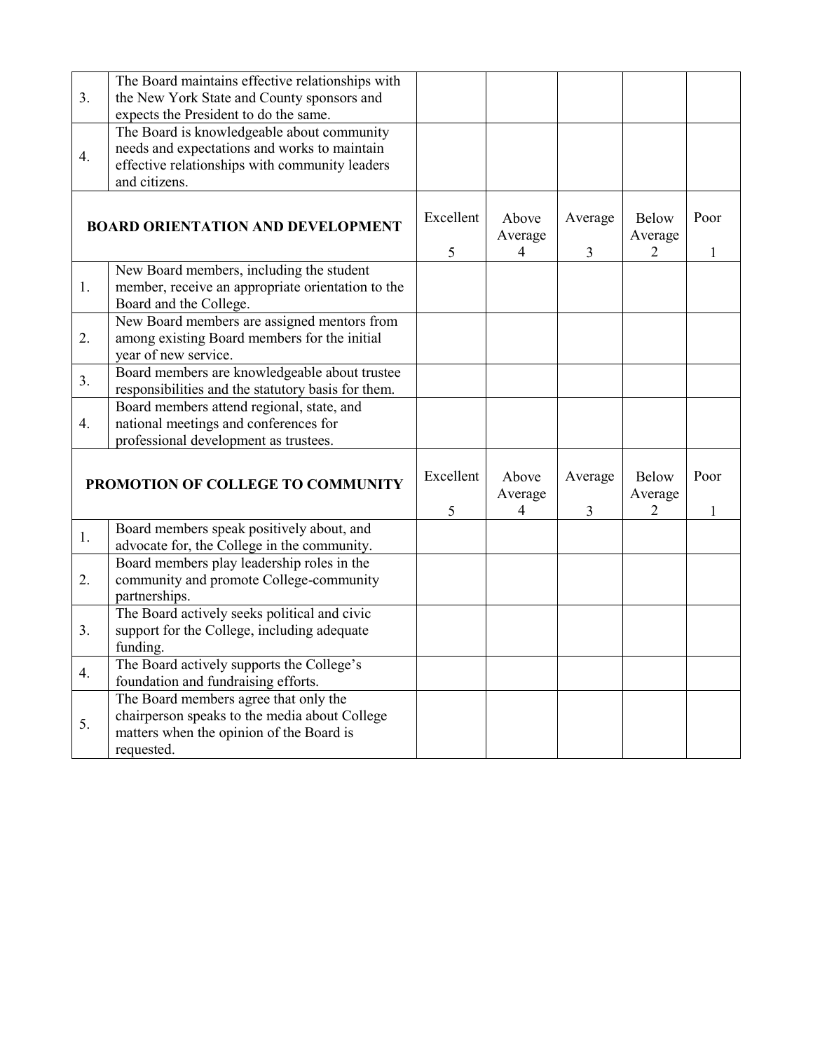| | | | | | | |
|---|---|---|---|---|---|---|
| 3. | The Board maintains effective relationships with the New York State and County sponsors and expects the President to do the same. | | | | | |
| 4. | The Board is knowledgeable about community needs and expectations and works to maintain effective relationships with community leaders and citizens. | | | | | |

| **BOARD ORIENTATION AND DEVELOPMENT** | | Excellent 5 | Above Average 4 | Average 3 | Below Average 2 | Poor 1 |
|---|---|---|---|---|---|---|
| 1. | New Board members, including the student member, receive an appropriate orientation to the Board and the College. | | | | | |
| 2. | New Board members are assigned mentors from among existing Board members for the initial year of new service. | | | | | |
| 3. | Board members are knowledgeable about trustee responsibilities and the statutory basis for them. | | | | | |
| 4. | Board members attend regional, state, and national meetings and conferences for professional development as trustees. | | | | | |

| **PROMOTION OF COLLEGE TO COMMUNITY** | | Excellent 5 | Above Average 4 | Average 3 | Below Average 2 | Poor 1 |
|---|---|---|---|---|---|---|
| 1. | Board members speak positively about, and advocate for, the College in the community. | | | | | |
| 2. | Board members play leadership roles in the community and promote College-community partnerships. | | | | | |
| 3. | The Board actively seeks political and civic support for the College, including adequate funding. | | | | | |
| 4. | The Board actively supports the College's foundation and fundraising efforts. | | | | | |
| 5. | The Board members agree that only the chairperson speaks to the media about College matters when the opinion of the Board is requested. | | | | | |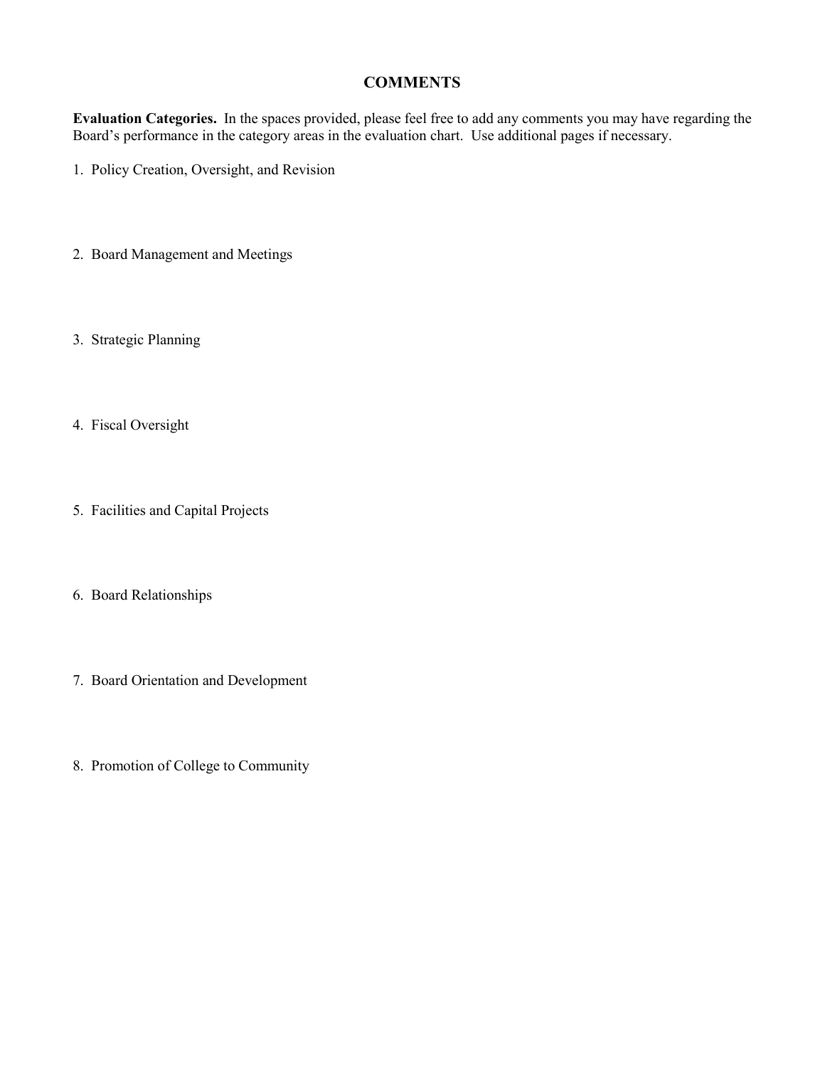## COMMENTS

**Evaluation Categories.** In the spaces provided, please feel free to add any comments you may have regarding the Board's performance in the category areas in the evaluation chart. Use additional pages if necessary.

1. Policy Creation, Oversight, and Revision

2. Board Management and Meetings

3. Strategic Planning

4. Fiscal Oversight

5. Facilities and Capital Projects

6. Board Relationships

7. Board Orientation and Development

8. Promotion of College to Community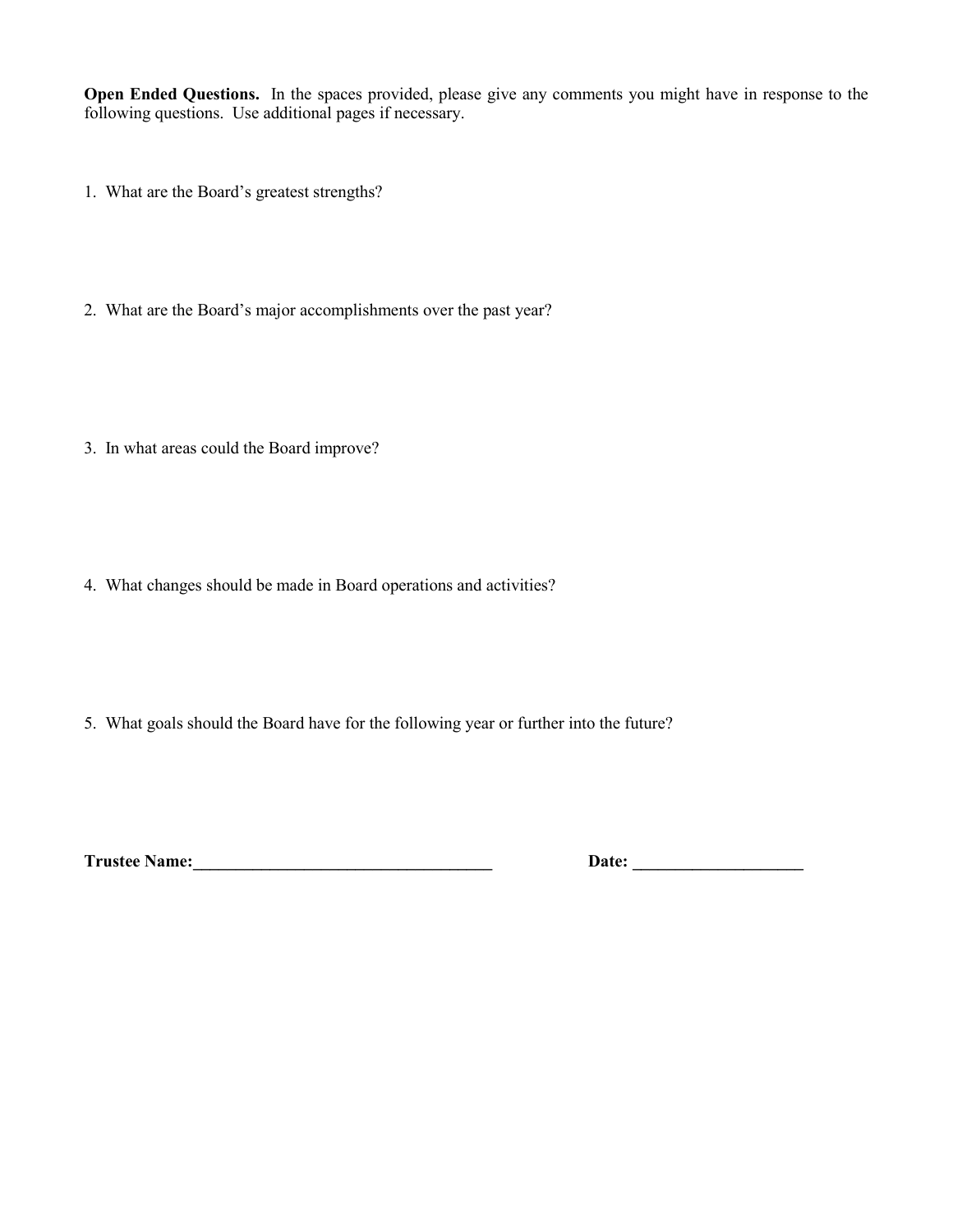**Open Ended Questions.** In the spaces provided, please give any comments you might have in response to the following questions. Use additional pages if necessary.

1. What are the Board's greatest strengths?

2. What are the Board's major accomplishments over the past year?

3. In what areas could the Board improve?

4. What changes should be made in Board operations and activities?

5. What goals should the Board have for the following year or further into the future?

**Trustee Name:___________________________________** **Date: ____________________**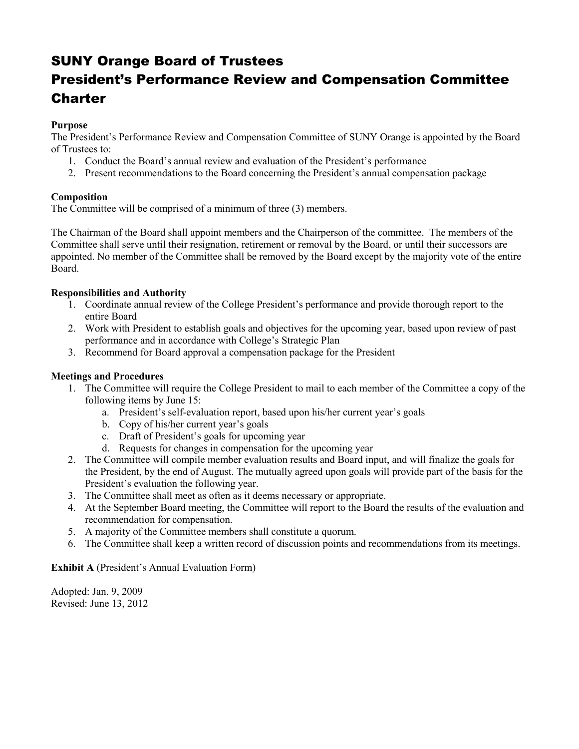# SUNY Orange Board of Trustees
# President's Performance Review and Compensation Committee Charter

**Purpose**
The President's Performance Review and Compensation Committee of SUNY Orange is appointed by the Board of Trustees to:

1. Conduct the Board's annual review and evaluation of the President's performance
2. Present recommendations to the Board concerning the President's annual compensation package

**Composition**
The Committee will be comprised of a minimum of three (3) members.

The Chairman of the Board shall appoint members and the Chairperson of the committee. The members of the Committee shall serve until their resignation, retirement or removal by the Board, or until their successors are appointed. No member of the Committee shall be removed by the Board except by the majority vote of the entire Board.

**Responsibilities and Authority**

1. Coordinate annual review of the College President's performance and provide thorough report to the entire Board
2. Work with President to establish goals and objectives for the upcoming year, based upon review of past performance and in accordance with College's Strategic Plan
3. Recommend for Board approval a compensation package for the President

**Meetings and Procedures**

1. The Committee will require the College President to mail to each member of the Committee a copy of the following items by June 15:
   a. President's self-evaluation report, based upon his/her current year's goals
   b. Copy of his/her current year's goals
   c. Draft of President's goals for upcoming year
   d. Requests for changes in compensation for the upcoming year
2. The Committee will compile member evaluation results and Board input, and will finalize the goals for the President, by the end of August. The mutually agreed upon goals will provide part of the basis for the President's evaluation the following year.
3. The Committee shall meet as often as it deems necessary or appropriate.
4. At the September Board meeting, the Committee will report to the Board the results of the evaluation and recommendation for compensation.
5. A majority of the Committee members shall constitute a quorum.
6. The Committee shall keep a written record of discussion points and recommendations from its meetings.

**Exhibit A** (President's Annual Evaluation Form)

Adopted: Jan. 9, 2009
Revised: June 13, 2012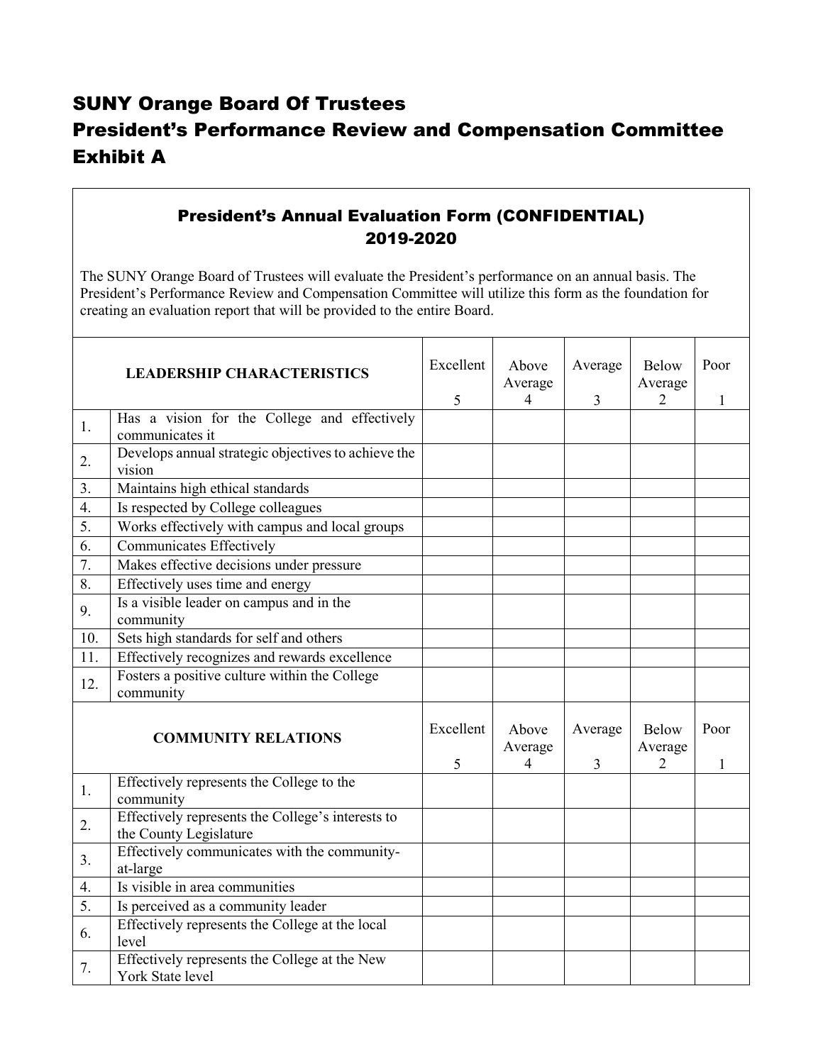# SUNY Orange Board Of Trustees

# President's Performance Review and Compensation Committee

# Exhibit A

## President's Annual Evaluation Form (CONFIDENTIAL) 2019-2020

The SUNY Orange Board of Trustees will evaluate the President's performance on an annual basis. The President's Performance Review and Compensation Committee will utilize this form as the foundation for creating an evaluation report that will be provided to the entire Board.

| | **LEADERSHIP CHARACTERISTICS** | Excellent 5 | Above Average 4 | Average 3 | Below Average 2 | Poor 1 |
|---|---|---|---|---|---|---|
| 1. | Has a vision for the College and effectively communicates it | | | | | |
| 2. | Develops annual strategic objectives to achieve the vision | | | | | |
| 3. | Maintains high ethical standards | | | | | |
| 4. | Is respected by College colleagues | | | | | |
| 5. | Works effectively with campus and local groups | | | | | |
| 6. | Communicates Effectively | | | | | |
| 7. | Makes effective decisions under pressure | | | | | |
| 8. | Effectively uses time and energy | | | | | |
| 9. | Is a visible leader on campus and in the community | | | | | |
| 10. | Sets high standards for self and others | | | | | |
| 11. | Effectively recognizes and rewards excellence | | | | | |
| 12. | Fosters a positive culture within the College community | | | | | |
| | **COMMUNITY RELATIONS** | Excellent 5 | Above Average 4 | Average 3 | Below Average 2 | Poor 1 |
| 1. | Effectively represents the College to the community | | | | | |
| 2. | Effectively represents the College's interests to the County Legislature | | | | | |
| 3. | Effectively communicates with the community-at-large | | | | | |
| 4. | Is visible in area communities | | | | | |
| 5. | Is perceived as a community leader | | | | | |
| 6. | Effectively represents the College at the local level | | | | | |
| 7. | Effectively represents the College at the New York State level | | | | | |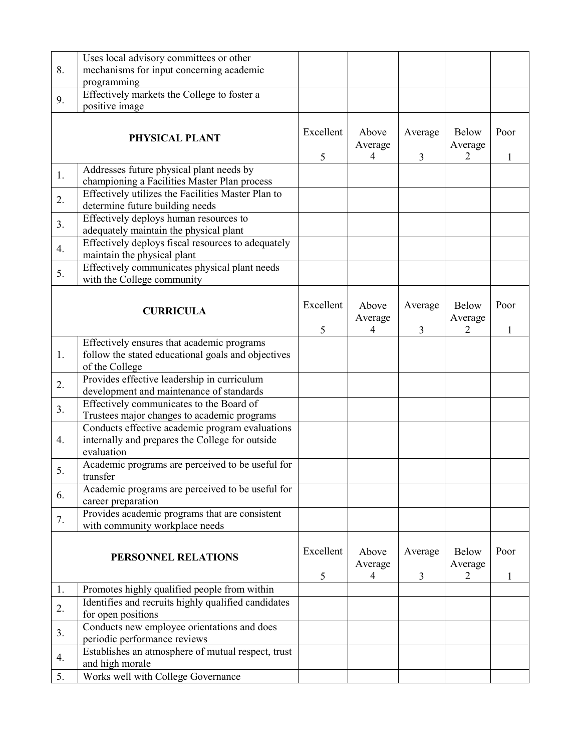| | | | | | | |
|---|---|---|---|---|---|---|
| 8. | Uses local advisory committees or other mechanisms for input concerning academic programming | | | | | |
| 9. | Effectively markets the College to foster a positive image | | | | | |

| | **PHYSICAL PLANT** | Excellent 5 | Above Average 4 | Average 3 | Below Average 2 | Poor 1 |
|---|---|---|---|---|---|---|
| 1. | Addresses future physical plant needs by championing a Facilities Master Plan process | | | | | |
| 2. | Effectively utilizes the Facilities Master Plan to determine future building needs | | | | | |
| 3. | Effectively deploys human resources to adequately maintain the physical plant | | | | | |
| 4. | Effectively deploys fiscal resources to adequately maintain the physical plant | | | | | |
| 5. | Effectively communicates physical plant needs with the College community | | | | | |

| | **CURRICULA** | Excellent 5 | Above Average 4 | Average 3 | Below Average 2 | Poor 1 |
|---|---|---|---|---|---|---|
| 1. | Effectively ensures that academic programs follow the stated educational goals and objectives of the College | | | | | |
| 2. | Provides effective leadership in curriculum development and maintenance of standards | | | | | |
| 3. | Effectively communicates to the Board of Trustees major changes to academic programs | | | | | |
| 4. | Conducts effective academic program evaluations internally and prepares the College for outside evaluation | | | | | |
| 5. | Academic programs are perceived to be useful for transfer | | | | | |
| 6. | Academic programs are perceived to be useful for career preparation | | | | | |
| 7. | Provides academic programs that are consistent with community workplace needs | | | | | |

| | **PERSONNEL RELATIONS** | Excellent 5 | Above Average 4 | Average 3 | Below Average 2 | Poor 1 |
|---|---|---|---|---|---|---|
| 1. | Promotes highly qualified people from within | | | | | |
| 2. | Identifies and recruits highly qualified candidates for open positions | | | | | |
| 3. | Conducts new employee orientations and does periodic performance reviews | | | | | |
| 4. | Establishes an atmosphere of mutual respect, trust and high morale | | | | | |
| 5. | Works well with College Governance | | | | | |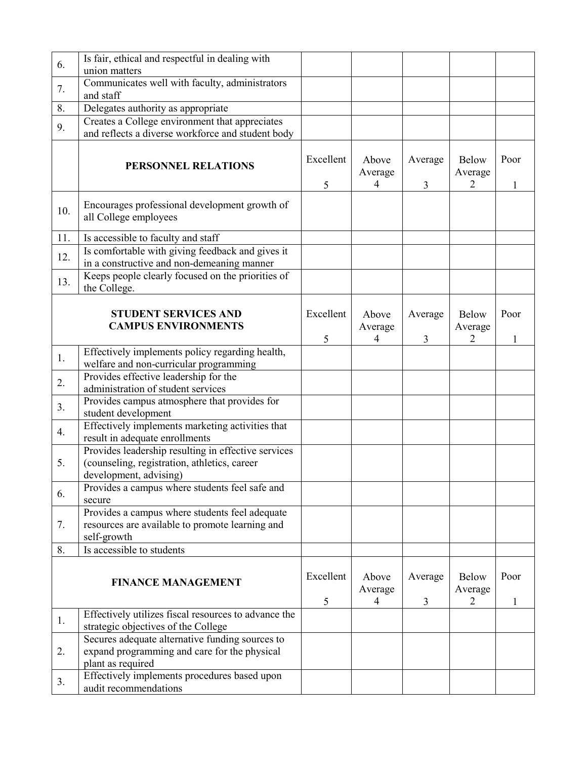| | | | | | | |
|---|---|---|---|---|---|---|
| 6. | Is fair, ethical and respectful in dealing with union matters | | | | | |
| 7. | Communicates well with faculty, administrators and staff | | | | | |
| 8. | Delegates authority as appropriate | | | | | |
| 9. | Creates a College environment that appreciates and reflects a diverse workforce and student body | | | | | |
| | **PERSONNEL RELATIONS** | Excellent 5 | Above Average 4 | Average 3 | Below Average 2 | Poor 1 |
| 10. | Encourages professional development growth of all College employees | | | | | |
| 11. | Is accessible to faculty and staff | | | | | |
| 12. | Is comfortable with giving feedback and gives it in a constructive and non-demeaning manner | | | | | |
| 13. | Keeps people clearly focused on the priorities of the College. | | | | | |
| | **STUDENT SERVICES AND CAMPUS ENVIRONMENTS** | Excellent 5 | Above Average 4 | Average 3 | Below Average 2 | Poor 1 |
| 1. | Effectively implements policy regarding health, welfare and non-curricular programming | | | | | |
| 2. | Provides effective leadership for the administration of student services | | | | | |
| 3. | Provides campus atmosphere that provides for student development | | | | | |
| 4. | Effectively implements marketing activities that result in adequate enrollments | | | | | |
| 5. | Provides leadership resulting in effective services (counseling, registration, athletics, career development, advising) | | | | | |
| 6. | Provides a campus where students feel safe and secure | | | | | |
| 7. | Provides a campus where students feel adequate resources are available to promote learning and self-growth | | | | | |
| 8. | Is accessible to students | | | | | |
| | **FINANCE MANAGEMENT** | Excellent 5 | Above Average 4 | Average 3 | Below Average 2 | Poor 1 |
| 1. | Effectively utilizes fiscal resources to advance the strategic objectives of the College | | | | | |
| 2. | Secures adequate alternative funding sources to expand programming and care for the physical plant as required | | | | | |
| 3. | Effectively implements procedures based upon audit recommendations | | | | | |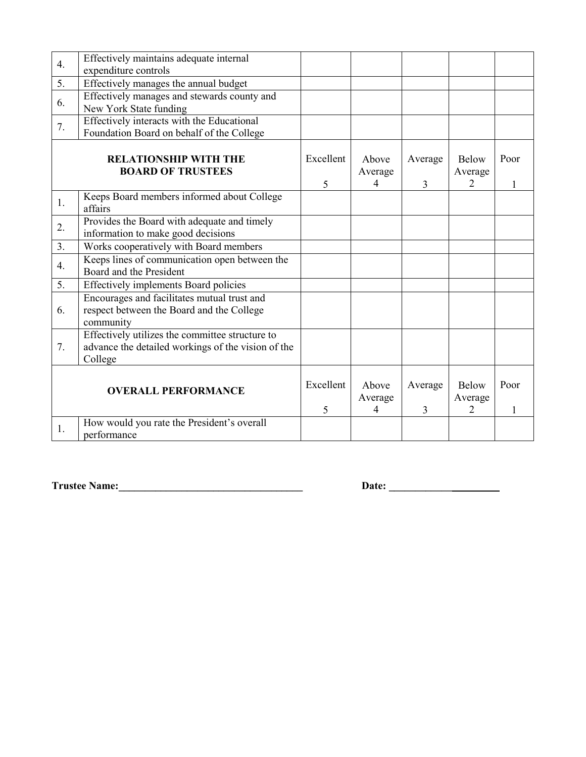| | | | | | | |
|---|---|---|---|---|---|---|
| 4. | Effectively maintains adequate internal expenditure controls | | | | | |
| 5. | Effectively manages the annual budget | | | | | |
| 6. | Effectively manages and stewards county and New York State funding | | | | | |
| 7. | Effectively interacts with the Educational Foundation Board on behalf of the College | | | | | |
| **RELATIONSHIP WITH THE BOARD OF TRUSTEES** | | Excellent 5 | Above Average 4 | Average 3 | Below Average 2 | Poor 1 |
| 1. | Keeps Board members informed about College affairs | | | | | |
| 2. | Provides the Board with adequate and timely information to make good decisions | | | | | |
| 3. | Works cooperatively with Board members | | | | | |
| 4. | Keeps lines of communication open between the Board and the President | | | | | |
| 5. | Effectively implements Board policies | | | | | |
| 6. | Encourages and facilitates mutual trust and respect between the Board and the College community | | | | | |
| 7. | Effectively utilizes the committee structure to advance the detailed workings of the vision of the College | | | | | |
| **OVERALL PERFORMANCE** | | Excellent 5 | Above Average 4 | Average 3 | Below Average 2 | Poor 1 |
| 1. | How would you rate the President's overall performance | | | | | |

**Trustee Name:**___________________________________ **Date:** _____________________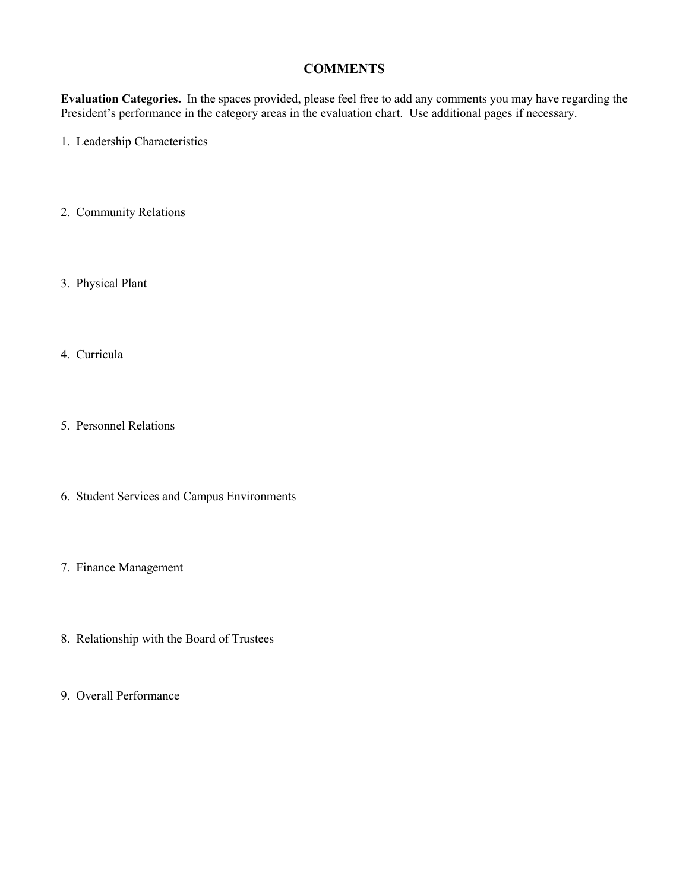## COMMENTS

**Evaluation Categories.** In the spaces provided, please feel free to add any comments you may have regarding the President's performance in the category areas in the evaluation chart. Use additional pages if necessary.

1. Leadership Characteristics

2. Community Relations

3. Physical Plant

4. Curricula

5. Personnel Relations

6. Student Services and Campus Environments

7. Finance Management

8. Relationship with the Board of Trustees

9. Overall Performance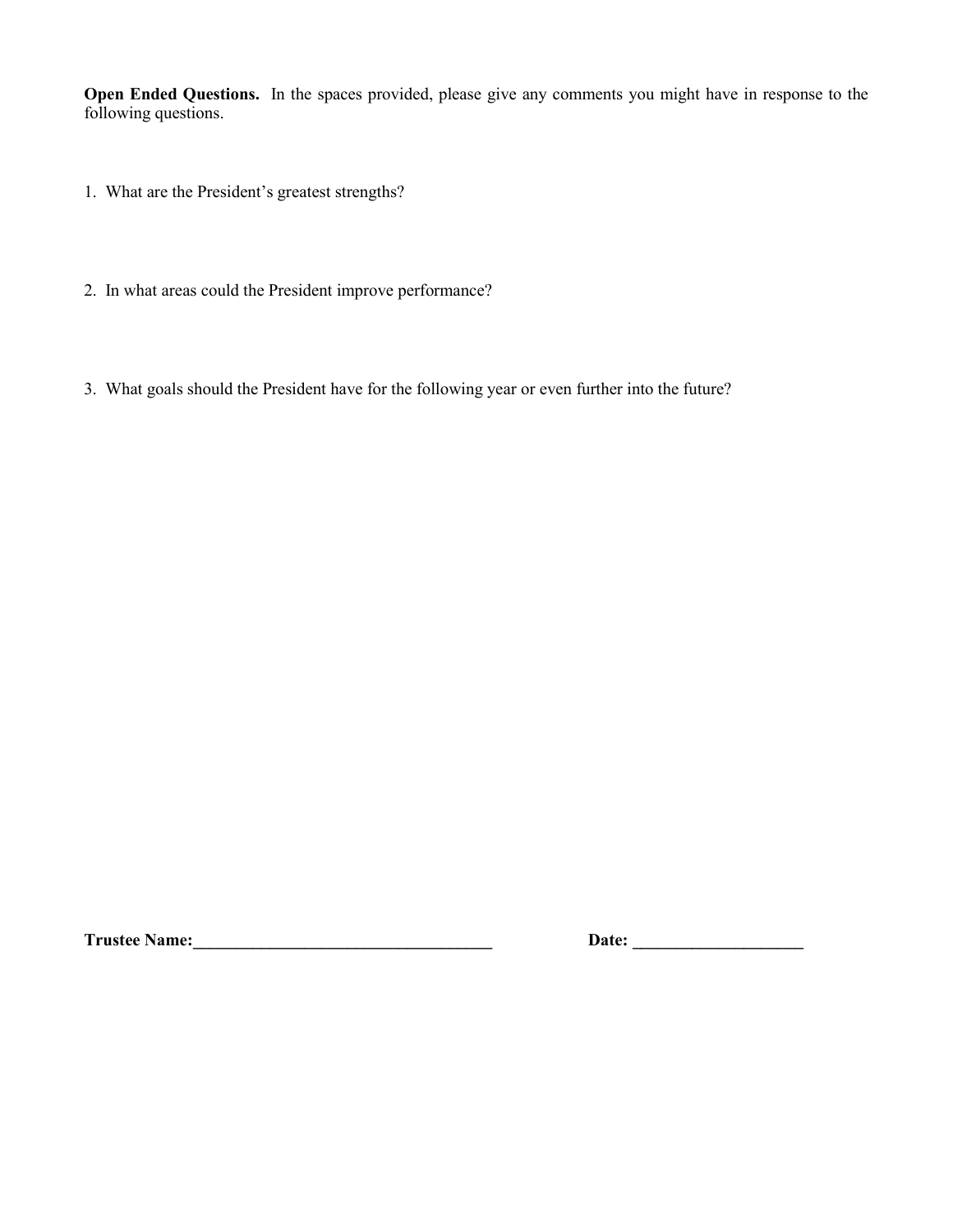**Open Ended Questions.** In the spaces provided, please give any comments you might have in response to the following questions.

1. What are the President's greatest strengths?

2. In what areas could the President improve performance?

3. What goals should the President have for the following year or even further into the future?

**Trustee Name:\_\_\_\_\_\_\_\_\_\_\_\_\_\_\_\_\_\_\_\_\_\_\_\_\_\_\_\_\_\_\_\_\_\_\_\_\_** **Date: \_\_\_\_\_\_\_\_\_\_\_\_\_\_\_\_\_\_\_\_**